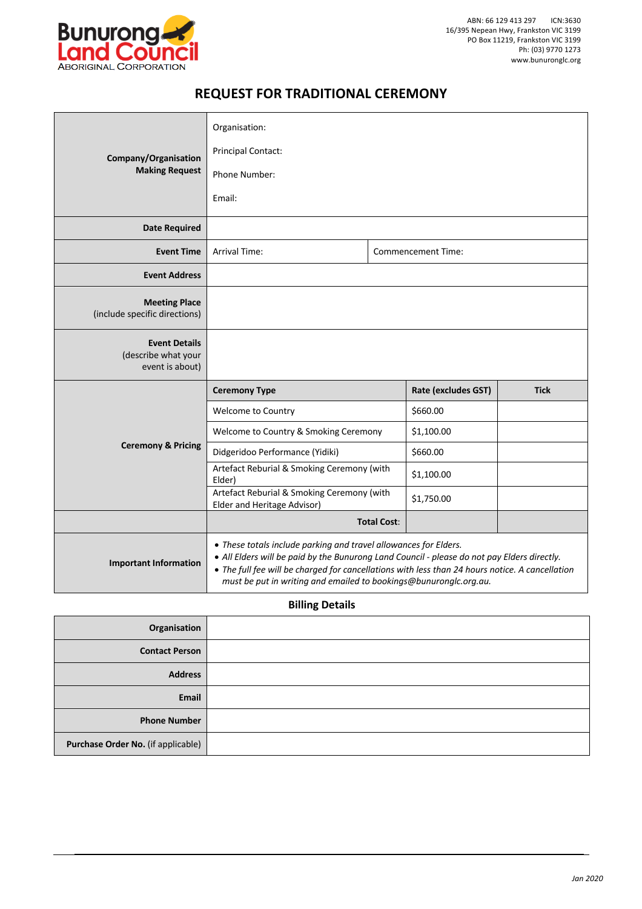Bunurong Land Council
ABORIGINAL CORPORATION

ABN: 66 129 413 297 ICN:3630
16/395 Nepean Hwy, Frankston VIC 3199
PO Box 11219, Frankston VIC 3199
Ph: (03) 9770 1273
www.bunuronglc.org

# REQUEST FOR TRADITIONAL CEREMONY

| | | | |
|---|---|---|---|
| **Company/Organisation Making Request** | Organisation:<br><br>Principal Contact:<br><br>Phone Number:<br><br>Email: | | |
| **Date Required** | | | |
| **Event Time** | Arrival Time: | Commencement Time: | |
| **Event Address** | | | |
| **Meeting Place** (include specific directions) | | | |
| **Event Details** (describe what your event is about) | | | |

| **Ceremony & Pricing** | **Ceremony Type** | **Rate (excludes GST)** | **Tick** |
|---|---|---|---|
| | Welcome to Country | $660.00 | |
| | Welcome to Country & Smoking Ceremony | $1,100.00 | |
| | Didgeridoo Performance (Yidiki) | $660.00 | |
| | Artefact Reburial & Smoking Ceremony (with Elder) | $1,100.00 | |
| | Artefact Reburial & Smoking Ceremony (with Elder and Heritage Advisor) | $1,750.00 | |
| | **Total Cost**: | | |

| | |
|---|---|
| **Important Information** | • *These totals include parking and travel allowances for Elders.*<br>• *All Elders will be paid by the Bunurong Land Council - please do not pay Elders directly.*<br>• *The full fee will be charged for cancellations with less than 24 hours notice. A cancellation must be put in writing and emailed to bookings@bunuronglc.org.au.* |

## Billing Details

| | |
|---|---|
| **Organisation** | |
| **Contact Person** | |
| **Address** | |
| **Email** | |
| **Phone Number** | |
| **Purchase Order No.** (if applicable) | |

*Jan 2020*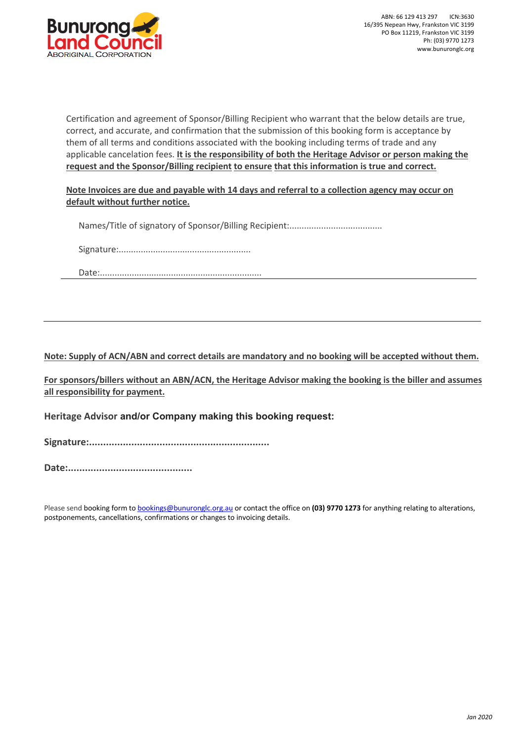Certification and agreement of Sponsor/Billing Recipient who warrant that the below details are true, correct, and accurate, and confirmation that the submission of this booking form is acceptance by them of all terms and conditions associated with the booking including terms of trade and any applicable cancelation fees. **It is the responsibility of both the Heritage Advisor or person making the request and the Sponsor/Billing recipient to ensure that this information is true and correct.**

**Note Invoices are due and payable with 14 days and referral to a collection agency may occur on default without further notice.**

Names/Title of signatory of Sponsor/Billing Recipient:......................................

Signature:......................................................

Date:..................................................................

---

**Note: Supply of ACN/ABN and correct details are mandatory and no booking will be accepted without them.**

**For sponsors/billers without an ABN/ACN, the Heritage Advisor making the booking is the biller and assumes all responsibility for payment.**

**Heritage Advisor and/or Company making this booking request:**

**Signature:................................................................**

**Date:............................................**

Please send booking form to bookings@bunuronglc.org.au or contact the office on **(03) 9770 1273** for anything relating to alterations, postponements, cancellations, confirmations or changes to invoicing details.